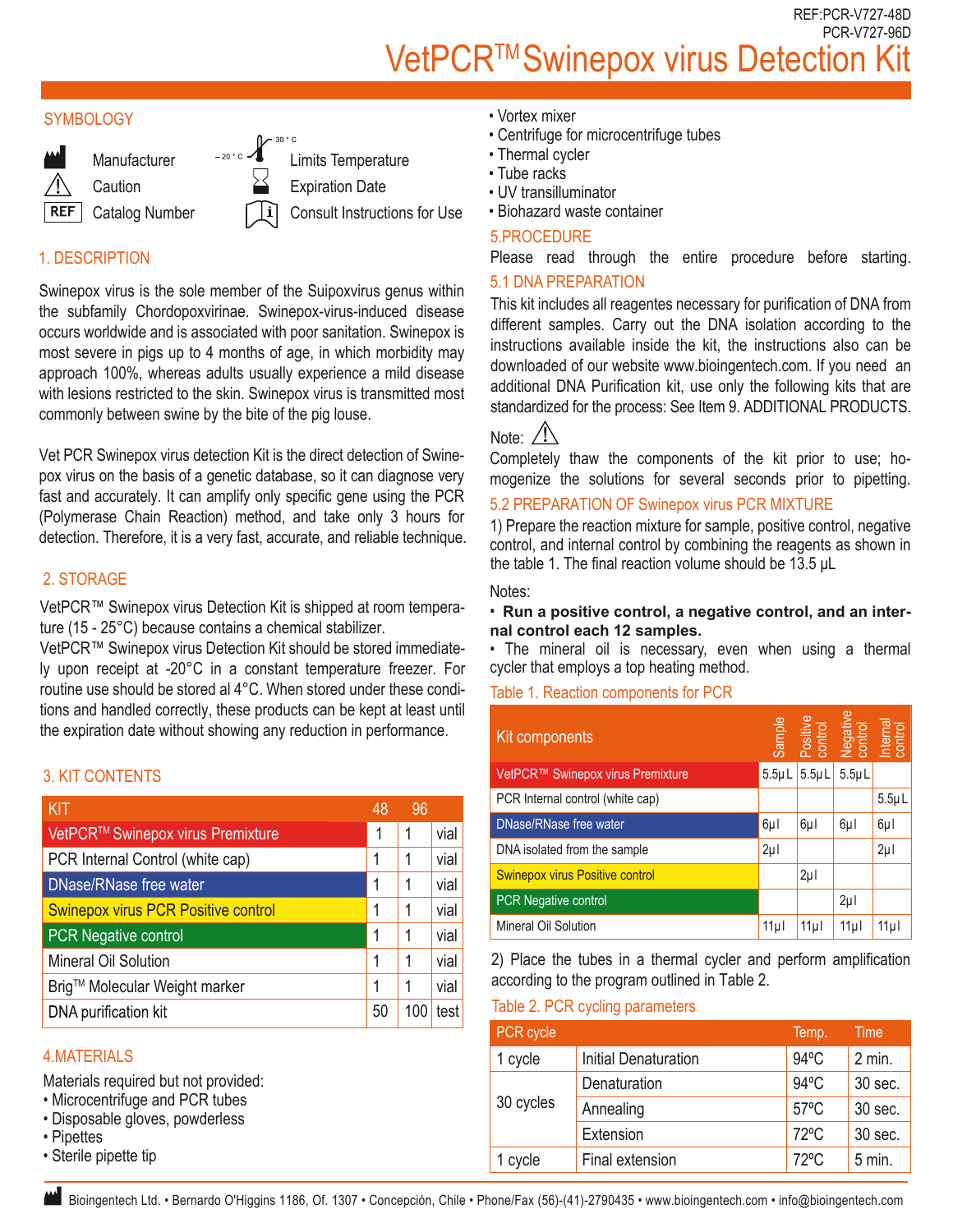REF:PCR-V727-48D
PCR-V727-96D

# VetPCR™ Swinepox virus Detection Kit

## SYMBOLOGY

- Manufacturer
- Caution
- REF Catalog Number
- −20 °C – 30 °C Limits Temperature
- Expiration Date
- Consult Instructions for Use

## 1. DESCRIPTION

Swinepox virus is the sole member of the Suipoxvirus genus within the subfamily Chordopoxvirinae. Swinepox-virus-induced disease occurs worldwide and is associated with poor sanitation. Swinepox is most severe in pigs up to 4 months of age, in which morbidity may approach 100%, whereas adults usually experience a mild disease with lesions restricted to the skin. Swinepox virus is transmitted most commonly between swine by the bite of the pig louse.

Vet PCR Swinepox virus detection Kit is the direct detection of Swinepox virus on the basis of a genetic database, so it can diagnose very fast and accurately. It can amplify only specific gene using the PCR (Polymerase Chain Reaction) method, and take only 3 hours for detection. Therefore, it is a very fast, accurate, and reliable technique.

## 2. STORAGE

VetPCR™ Swinepox virus Detection Kit is shipped at room temperature (15 - 25°C) because contains a chemical stabilizer.
VetPCR™ Swinepox virus Detection Kit should be stored immediately upon receipt at -20°C in a constant temperature freezer. For routine use should be stored al 4°C. When stored under these conditions and handled correctly, these products can be kept at least until the expiration date without showing any reduction in performance.

## 3. KIT CONTENTS

| KIT | 48 | 96 | |
|---|---|---|---|
| VetPCR™ Swinepox virus Premixture | 1 | 1 | vial |
| PCR Internal Control (white cap) | 1 | 1 | vial |
| DNase/RNase free water | 1 | 1 | vial |
| Swinepox virus PCR Positive control | 1 | 1 | vial |
| PCR Negative control | 1 | 1 | vial |
| Mineral Oil Solution | 1 | 1 | vial |
| Brig™ Molecular Weight marker | 1 | 1 | vial |
| DNA purification kit | 50 | 100 | test |

## 4.MATERIALS

Materials required but not provided:
- Microcentrifuge and PCR tubes
- Disposable gloves, powderless
- Pipettes
- Sterile pipette tip
- Vortex mixer
- Centrifuge for microcentrifuge tubes
- Thermal cycler
- Tube racks
- UV transilluminator
- Biohazard waste container

## 5.PROCEDURE

Please read through the entire procedure before starting.

### 5.1 DNA PREPARATION

This kit includes all reagentes necessary for purification of DNA from different samples. Carry out the DNA isolation according to the instructions available inside the kit, the instructions also can be downloaded of our website www.bioingentech.com. If you need an additional DNA Purification kit, use only the following kits that are standardized for the process: See Item 9. ADDITIONAL PRODUCTS.

Note: ⚠

Completely thaw the components of the kit prior to use; homogenize the solutions for several seconds prior to pipetting.

### 5.2 PREPARATION OF Swinepox virus PCR MIXTURE

1) Prepare the reaction mixture for sample, positive control, negative control, and internal control by combining the reagents as shown in the table 1. The final reaction volume should be 13.5 µL

Notes:

- **Run a positive control, a negative control, and an internal control each 12 samples.**
- The mineral oil is necessary, even when using a thermal cycler that employs a top heating method.

Table 1. Reaction components for PCR

| Kit components | Sample | Positive control | Negative control | Internal control |
|---|---|---|---|---|
| VetPCR™ Swinepox virus Premixture | 5.5µL | 5.5µL | 5.5µL | |
| PCR Internal control (white cap) | | | | 5.5µL |
| DNase/RNase free water | 6µl | 6µl | 6µl | 6µl |
| DNA isolated from the sample | 2µl | | | 2µl |
| Swinepox virus Positive control | | 2µl | | |
| PCR Negative control | | | 2µl | |
| Mineral Oil Solution | 11µl | 11µl | 11µl | 11µl |

2) Place the tubes in a thermal cycler and perform amplification according to the program outlined in Table 2.

Table 2. PCR cycling parameters

| PCR cycle | | Temp. | Time |
|---|---|---|---|
| 1 cycle | Initial Denaturation | 94ºC | 2 min. |
| 30 cycles | Denaturation | 94ºC | 30 sec. |
| | Annealing | 57ºC | 30 sec. |
| | Extension | 72ºC | 30 sec. |
| 1 cycle | Final extension | 72ºC | 5 min. |

Bioingentech Ltd. • Bernardo O'Higgins 1186, Of. 1307 • Concepción, Chile • Phone/Fax (56)-(41)-2790435 • www.bioingentech.com • info@bioingentech.com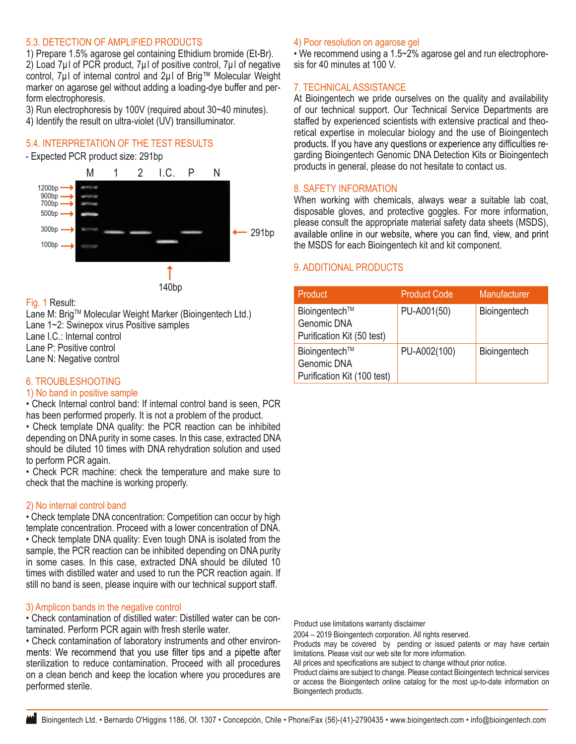### 5.3. DETECTION OF AMPLIFIED PRODUCTS

1) Prepare 1.5% agarose gel containing Ethidium bromide (Et-Br).
2) Load 7μl of PCR product, 7μl of positive control, 7μl of negative control, 7μl of internal control and 2μl of Brig™ Molecular Weight marker on agarose gel without adding a loading-dye buffer and perform electrophoresis.
3) Run electrophoresis by 100V (required about 30~40 minutes).
4) Identify the result on ultra-violet (UV) transilluminator.

### 5.4. INTERPRETATION OF THE TEST RESULTS

- Expected PCR product size: 291bp

M 1 2 I.C. P N

1200bp
900bp
700bp
500bp
300bp
100bp

291bp

140bp

Fig. 1 Result:
Lane M: Brig™ Molecular Weight Marker (Bioingentech Ltd.)
Lane 1~2: Swinepox virus Positive samples
Lane I.C.: Internal control
Lane P: Positive control
Lane N: Negative control

## 6. TROUBLESHOOTING

### 1) No band in positive sample

• Check Internal control band: If internal control band is seen, PCR has been performed properly. It is not a problem of the product.
• Check template DNA quality: the PCR reaction can be inhibited depending on DNA purity in some cases. In this case, extracted DNA should be diluted 10 times with DNA rehydration solution and used to perform PCR again.
• Check PCR machine: check the temperature and make sure to check that the machine is working properly.

### 2) No internal control band

• Check template DNA concentration: Competition can occur by high template concentration. Proceed with a lower concentration of DNA.
• Check template DNA quality: Even tough DNA is isolated from the sample, the PCR reaction can be inhibited depending on DNA purity in some cases. In this case, extracted DNA should be diluted 10 times with distilled water and used to run the PCR reaction again. If still no band is seen, please inquire with our technical support staff.

### 3) Amplicon bands in the negative control

• Check contamination of distilled water: Distilled water can be contaminated. Perform PCR again with fresh sterile water.
• Check contamination of laboratory instruments and other environments: We recommend that you use filter tips and a pipette after sterilization to reduce contamination. Proceed with all procedures on a clean bench and keep the location where you procedures are performed sterile.

### 4) Poor resolution on agarose gel

• We recommend using a 1.5~2% agarose gel and run electrophoresis for 40 minutes at 100 V.

## 7. TECHNICAL ASSISTANCE

At Bioingentech we pride ourselves on the quality and availability of our technical support. Our Technical Service Departments are staffed by experienced scientists with extensive practical and theoretical expertise in molecular biology and the use of Bioingentech products. If you have any questions or experience any difficulties regarding Bioingentech Genomic DNA Detection Kits or Bioingentech products in general, please do not hesitate to contact us.

## 8. SAFETY INFORMATION

When working with chemicals, always wear a suitable lab coat, disposable gloves, and protective goggles. For more information, please consult the appropriate material safety data sheets (MSDS), available online in our website, where you can find, view, and print the MSDS for each Bioingentech kit and kit component.

## 9. ADDITIONAL PRODUCTS

| Product | Product Code | Manufacturer |
|---|---|---|
| Bioingentech™ Genomic DNA Purification Kit (50 test) | PU-A001(50) | Bioingentech |
| Bioingentech™ Genomic DNA Purification Kit (100 test) | PU-A002(100) | Bioingentech |

Product use limitations warranty disclaimer
2004 – 2019 Bioingentech corporation. All rights reserved.
Products may be covered by pending or issued patents or may have certain limitations. Please visit our web site for more information.
All prices and specifications are subject to change without prior notice.
Product claims are subject to change. Please contact Bioingentech technical services or access the Bioingentech online catalog for the most up-to-date information on Bioingentech products.

Bioingentech Ltd. • Bernardo O'Higgins 1186, Of. 1307 • Concepción, Chile • Phone/Fax (56)-(41)-2790435 • www.bioingentech.com • info@bioingentech.com